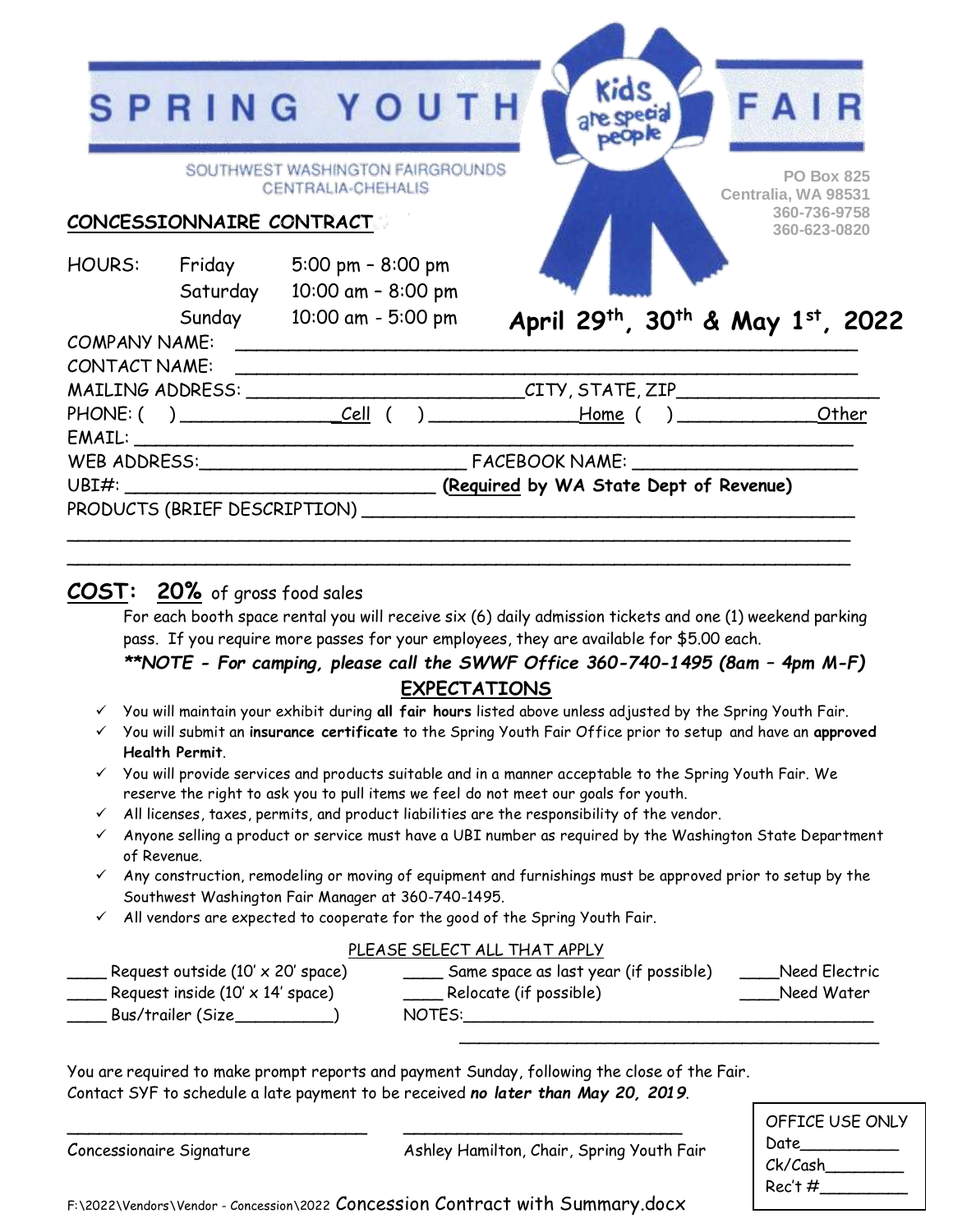# SPRING YOUTH FAIR

Kids are special people

SOUTHWEST WASHINGTON FAIRGROUNDS
CENTRALIA-CHEHALIS

PO Box 825
Centralia, WA 98531
360-736-9758
360-623-0820

## CONCESSIONNAIRE CONTRACT

| HOURS: | Friday | 5:00 pm – 8:00 pm |
|---|---|---|
| | Saturday | 10:00 am – 8:00 pm |
| | Sunday | 10:00 am - 5:00 pm |

**April 29th, 30th & May 1st, 2022**

COMPANY NAME: ______________________________________________

CONTACT NAME: ______________________________________________

MAILING ADDRESS: ________________________ CITY, STATE, ZIP ________________

PHONE: ( ) _____________ Cell ( ) _____________ Home ( ) ____________ Other

EMAIL: ______________________________________________

WEB ADDRESS: ________________________ FACEBOOK NAME: ____________________

UBI#: ____________________________ **(Required by WA State Dept of Revenue)**

PRODUCTS (BRIEF DESCRIPTION) ______________________________________________

______________________________________________

______________________________________________

**COST:** **20%** of gross food sales

For each booth space rental you will receive six (6) daily admission tickets and one (1) weekend parking pass. If you require more passes for your employees, they are available for $5.00 each.

***\*\*NOTE - For camping, please call the SWWF Office 360-740-1495 (8am – 4pm M-F)***

## EXPECTATIONS

- ✓ You will maintain your exhibit during **all fair hours** listed above unless adjusted by the Spring Youth Fair.
- ✓ You will submit an **insurance certificate** to the Spring Youth Fair Office prior to setup and have an **approved Health Permit**.
- ✓ You will provide services and products suitable and in a manner acceptable to the Spring Youth Fair. We reserve the right to ask you to pull items we feel do not meet our goals for youth.
- ✓ All licenses, taxes, permits, and product liabilities are the responsibility of the vendor.
- ✓ Anyone selling a product or service must have a UBI number as required by the Washington State Department of Revenue.
- ✓ Any construction, remodeling or moving of equipment and furnishings must be approved prior to setup by the Southwest Washington Fair Manager at 360-740-1495.
- ✓ All vendors are expected to cooperate for the good of the Spring Youth Fair.

PLEASE SELECT ALL THAT APPLY

| | | |
|---|---|---|
| ____ Request outside (10' x 20' space) | ____ Same space as last year (if possible) | ____ Need Electric |
| ____ Request inside (10' x 14' space) | ____ Relocate (if possible) | ____ Need Water |
| ____ Bus/trailer (Size__________) | NOTES:__________________________________ | |

You are required to make prompt reports and payment Sunday, following the close of the Fair.
Contact SYF to schedule a late payment to be received ***no later than May 20, 2019***.

______________________________ Concessionaire Signature

______________________________ Ashley Hamilton, Chair, Spring Youth Fair

| OFFICE USE ONLY |
|---|
| Date__________ |
| Ck/Cash________ |
| Rec't #_________ |

F:\2022\Vendors\Vendor - Concession\2022 Concession Contract with Summary.docx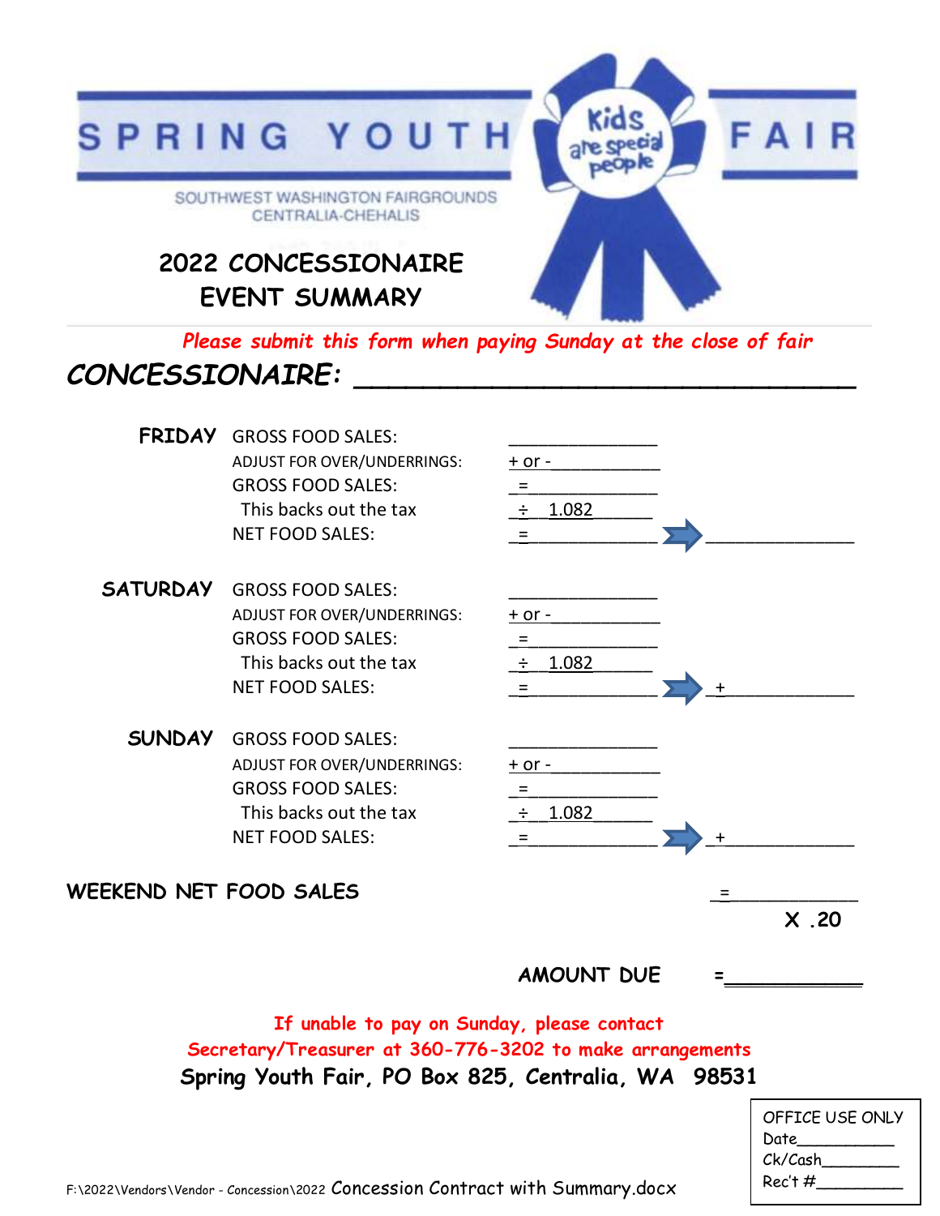# SPRING YOUTH FAIR

Kids are special people

SOUTHWEST WASHINGTON FAIRGROUNDS
CENTRALIA-CHEHALIS

## 2022 CONCESSIONAIRE EVENT SUMMARY

*Please submit this form when paying Sunday at the close of fair*

***CONCESSIONAIRE:*** ______________________________

| | | | |
|---|---|---|---|
| **FRIDAY** | GROSS FOOD SALES: | ____________ | |
| | ADJUST FOR OVER/UNDERRINGS: | + or - ________ | |
| | GROSS FOOD SALES: | = ____________ | |
| | This backs out the tax | ÷ 1.082 | |
| | NET FOOD SALES: | = ____________ | → ____________ |
| **SATURDAY** | GROSS FOOD SALES: | ____________ | |
| | ADJUST FOR OVER/UNDERRINGS: | + or - ________ | |
| | GROSS FOOD SALES: | = ____________ | |
| | This backs out the tax | ÷ 1.082 | |
| | NET FOOD SALES: | = ____________ | → + ____________ |
| **SUNDAY** | GROSS FOOD SALES: | ____________ | |
| | ADJUST FOR OVER/UNDERRINGS: | + or - ________ | |
| | GROSS FOOD SALES: | = ____________ | |
| | This backs out the tax | ÷ 1.082 | |
| | NET FOOD SALES: | = ____________ | → + ____________ |

**WEEKEND NET FOOD SALES** = ____________

**X .20**

**AMOUNT DUE** = ____________

**If unable to pay on Sunday, please contact**
**Secretary/Treasurer at 360-776-3202 to make arrangements**

**Spring Youth Fair, PO Box 825, Centralia, WA 98531**

OFFICE USE ONLY
Date__________
Ck/Cash________
Rec't #_________

F:\2022\Vendors\Vendor - Concession\2022 Concession Contract with Summary.docx